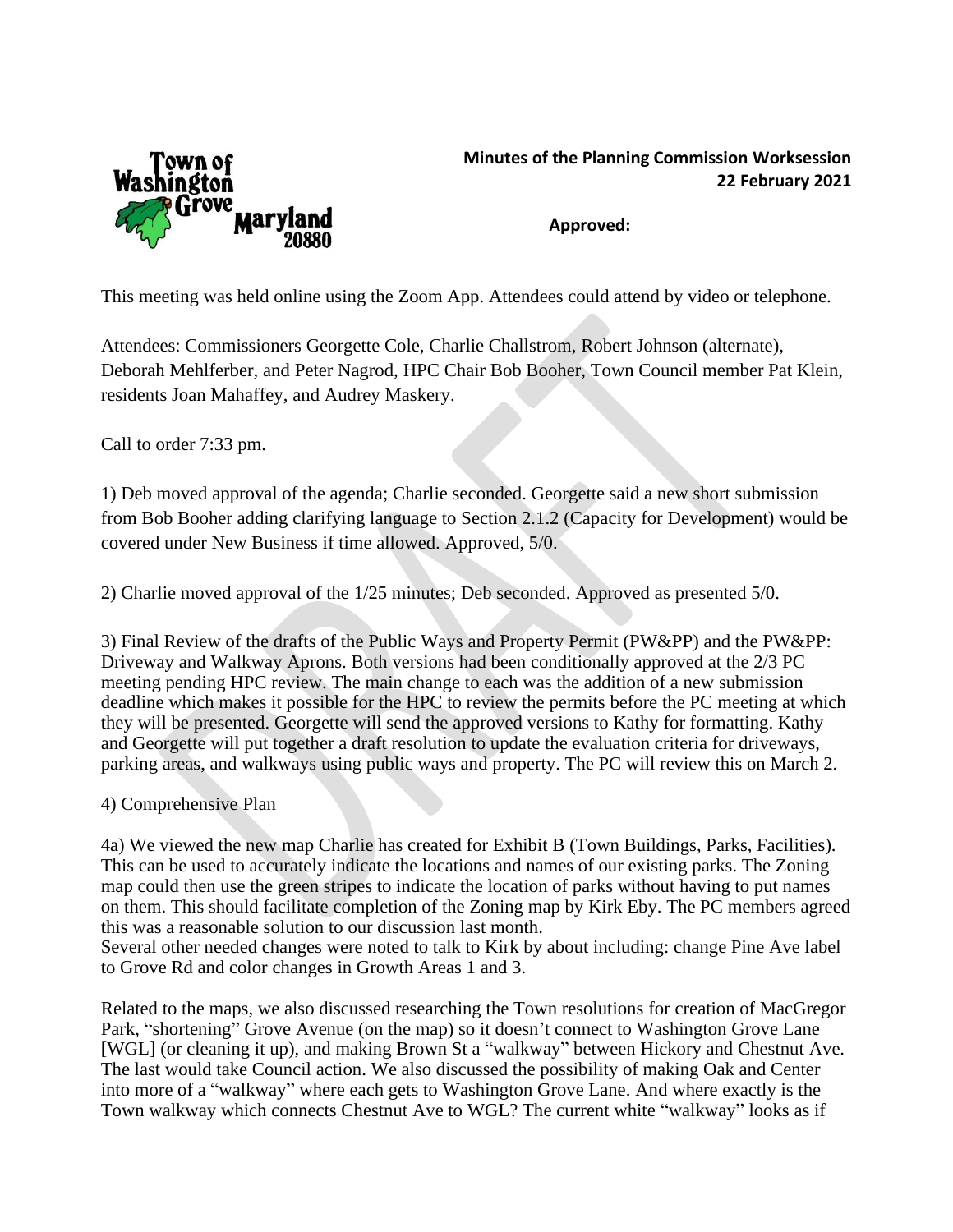Town of Washington Grove Maryland 20880

**Minutes of the Planning Commission Worksession**
**22 February 2021**

**Approved:**

This meeting was held online using the Zoom App. Attendees could attend by video or telephone.

Attendees: Commissioners Georgette Cole, Charlie Challstrom, Robert Johnson (alternate), Deborah Mehlferber, and Peter Nagrod, HPC Chair Bob Booher, Town Council member Pat Klein, residents Joan Mahaffey, and Audrey Maskery.

Call to order 7:33 pm.

1) Deb moved approval of the agenda; Charlie seconded. Georgette said a new short submission from Bob Booher adding clarifying language to Section 2.1.2 (Capacity for Development) would be covered under New Business if time allowed. Approved, 5/0.

2) Charlie moved approval of the 1/25 minutes; Deb seconded. Approved as presented 5/0.

3) Final Review of the drafts of the Public Ways and Property Permit (PW&PP) and the PW&PP: Driveway and Walkway Aprons. Both versions had been conditionally approved at the 2/3 PC meeting pending HPC review. The main change to each was the addition of a new submission deadline which makes it possible for the HPC to review the permits before the PC meeting at which they will be presented. Georgette will send the approved versions to Kathy for formatting. Kathy and Georgette will put together a draft resolution to update the evaluation criteria for driveways, parking areas, and walkways using public ways and property. The PC will review this on March 2.

4) Comprehensive Plan

4a) We viewed the new map Charlie has created for Exhibit B (Town Buildings, Parks, Facilities). This can be used to accurately indicate the locations and names of our existing parks. The Zoning map could then use the green stripes to indicate the location of parks without having to put names on them. This should facilitate completion of the Zoning map by Kirk Eby. The PC members agreed this was a reasonable solution to our discussion last month.
Several other needed changes were noted to talk to Kirk by about including: change Pine Ave label to Grove Rd and color changes in Growth Areas 1 and 3.

Related to the maps, we also discussed researching the Town resolutions for creation of MacGregor Park, "shortening" Grove Avenue (on the map) so it doesn't connect to Washington Grove Lane [WGL] (or cleaning it up), and making Brown St a "walkway" between Hickory and Chestnut Ave. The last would take Council action. We also discussed the possibility of making Oak and Center into more of a "walkway" where each gets to Washington Grove Lane. And where exactly is the Town walkway which connects Chestnut Ave to WGL? The current white "walkway" looks as if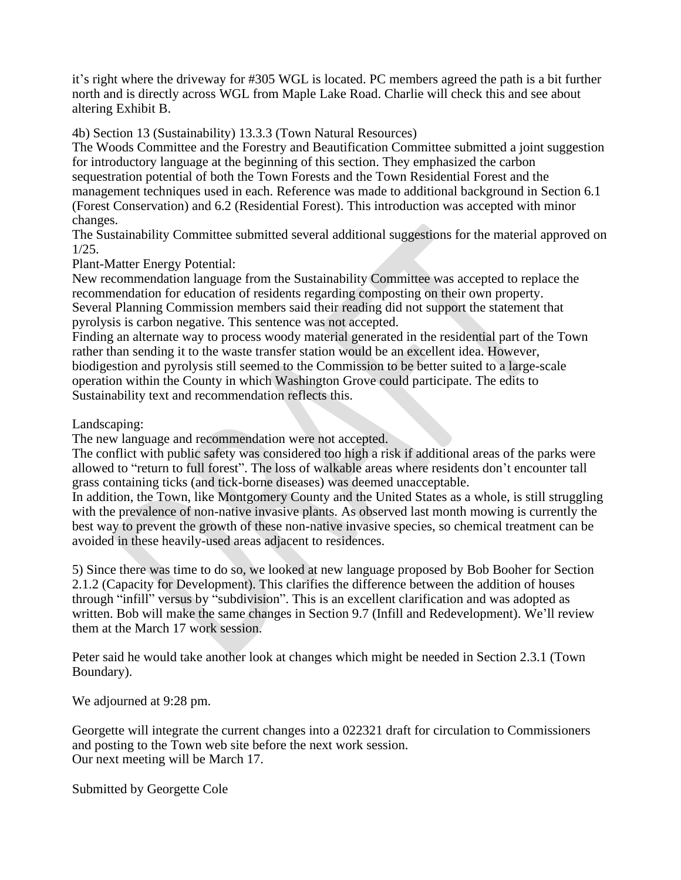it's right where the driveway for #305 WGL is located. PC members agreed the path is a bit further north and is directly across WGL from Maple Lake Road. Charlie will check this and see about altering Exhibit B.

4b) Section 13 (Sustainability) 13.3.3 (Town Natural Resources)
The Woods Committee and the Forestry and Beautification Committee submitted a joint suggestion for introductory language at the beginning of this section. They emphasized the carbon sequestration potential of both the Town Forests and the Town Residential Forest and the management techniques used in each. Reference was made to additional background in Section 6.1 (Forest Conservation) and 6.2 (Residential Forest). This introduction was accepted with minor changes.
The Sustainability Committee submitted several additional suggestions for the material approved on 1/25.
Plant-Matter Energy Potential:
New recommendation language from the Sustainability Committee was accepted to replace the recommendation for education of residents regarding composting on their own property.
Several Planning Commission members said their reading did not support the statement that pyrolysis is carbon negative. This sentence was not accepted.
Finding an alternate way to process woody material generated in the residential part of the Town rather than sending it to the waste transfer station would be an excellent idea. However, biodigestion and pyrolysis still seemed to the Commission to be better suited to a large-scale operation within the County in which Washington Grove could participate. The edits to Sustainability text and recommendation reflects this.

Landscaping:
The new language and recommendation were not accepted.
The conflict with public safety was considered too high a risk if additional areas of the parks were allowed to "return to full forest". The loss of walkable areas where residents don't encounter tall grass containing ticks (and tick-borne diseases) was deemed unacceptable.
In addition, the Town, like Montgomery County and the United States as a whole, is still struggling with the prevalence of non-native invasive plants. As observed last month mowing is currently the best way to prevent the growth of these non-native invasive species, so chemical treatment can be avoided in these heavily-used areas adjacent to residences.

5) Since there was time to do so, we looked at new language proposed by Bob Booher for Section 2.1.2 (Capacity for Development). This clarifies the difference between the addition of houses through "infill" versus by "subdivision". This is an excellent clarification and was adopted as written. Bob will make the same changes in Section 9.7 (Infill and Redevelopment). We'll review them at the March 17 work session.

Peter said he would take another look at changes which might be needed in Section 2.3.1 (Town Boundary).

We adjourned at 9:28 pm.

Georgette will integrate the current changes into a 022321 draft for circulation to Commissioners and posting to the Town web site before the next work session.
Our next meeting will be March 17.

Submitted by Georgette Cole